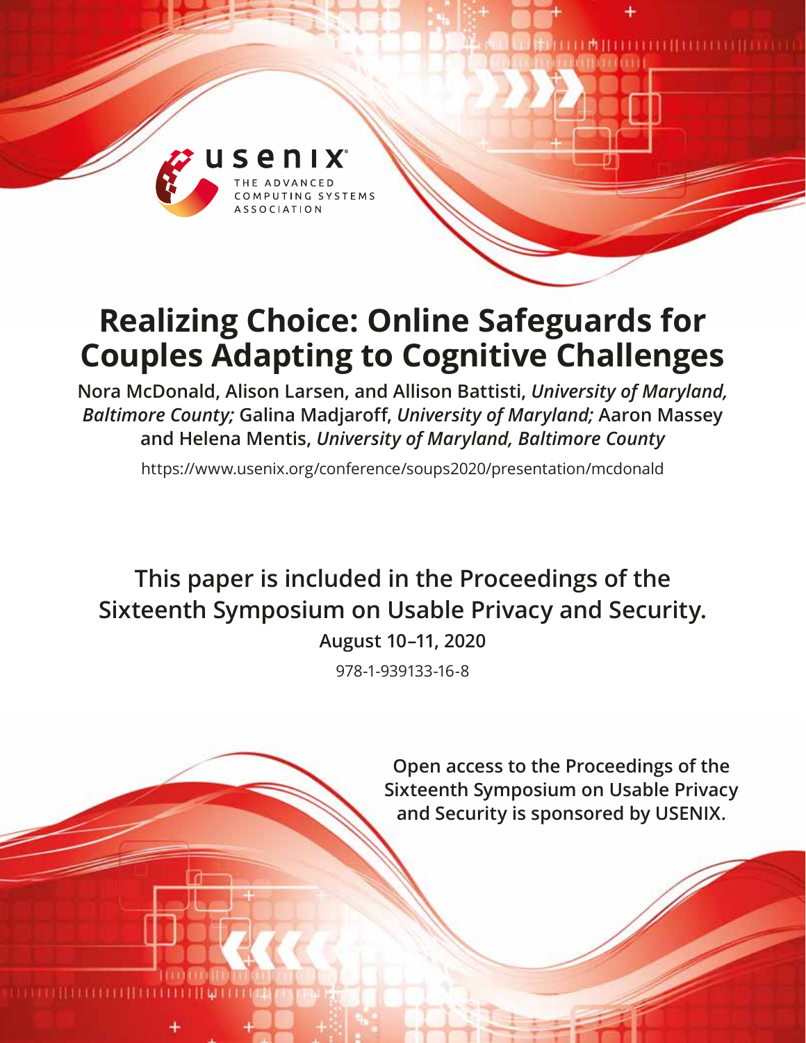# Realizing Choice: Online Safeguards for Couples Adapting to Cognitive Challenges

**Nora McDonald, Alison Larsen, and Allison Battisti,** ***University of Maryland, Baltimore County;*** **Galina Madjaroff,** ***University of Maryland;*** **Aaron Massey and Helena Mentis,** ***University of Maryland, Baltimore County***

https://www.usenix.org/conference/soups2020/presentation/mcdonald

**This paper is included in the Proceedings of the Sixteenth Symposium on Usable Privacy and Security.**

**August 10–11, 2020**

978-1-939133-16-8

**Open access to the Proceedings of the Sixteenth Symposium on Usable Privacy and Security is sponsored by USENIX.**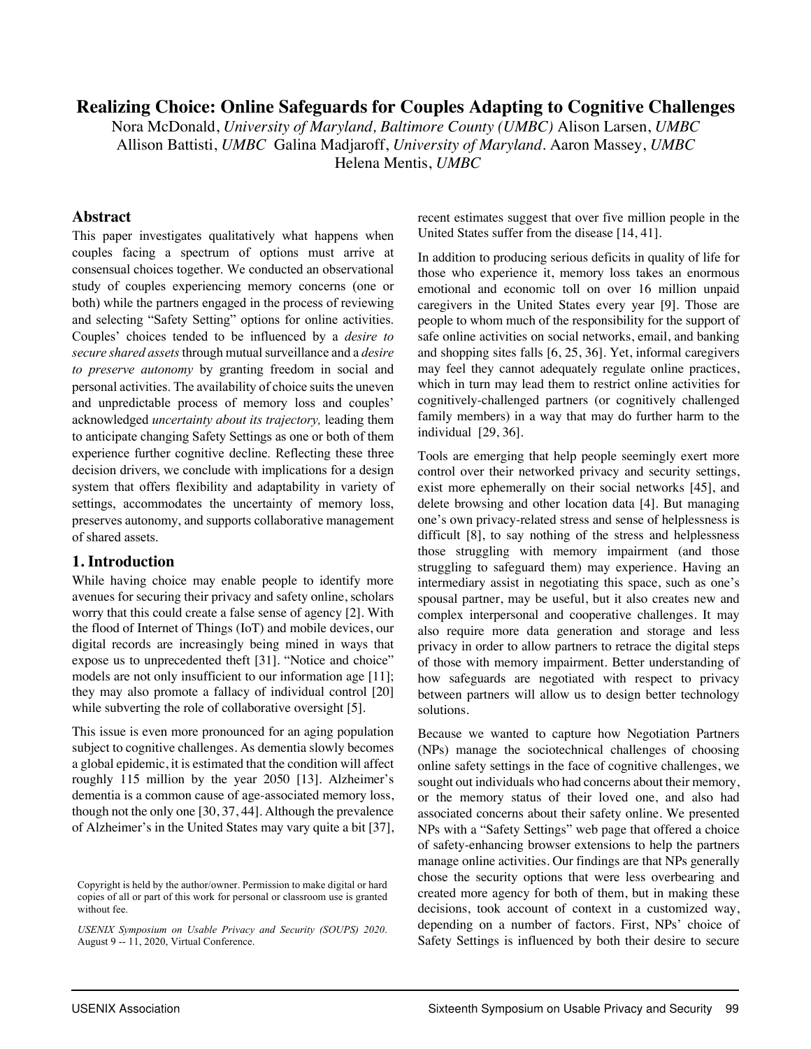# Realizing Choice: Online Safeguards for Couples Adapting to Cognitive Challenges

Nora McDonald, *University of Maryland, Baltimore County (UMBC)* Alison Larsen, *UMBC*
Allison Battisti, *UMBC* Galina Madjaroff, *University of Maryland*. Aaron Massey, *UMBC*
Helena Mentis, *UMBC*

## Abstract

This paper investigates qualitatively what happens when couples facing a spectrum of options must arrive at consensual choices together. We conducted an observational study of couples experiencing memory concerns (one or both) while the partners engaged in the process of reviewing and selecting "Safety Setting" options for online activities. Couples' choices tended to be influenced by a *desire to secure shared assets* through mutual surveillance and a *desire to preserve autonomy* by granting freedom in social and personal activities. The availability of choice suits the uneven and unpredictable process of memory loss and couples' acknowledged *uncertainty about its trajectory,* leading them to anticipate changing Safety Settings as one or both of them experience further cognitive decline. Reflecting these three decision drivers, we conclude with implications for a design system that offers flexibility and adaptability in variety of settings, accommodates the uncertainty of memory loss, preserves autonomy, and supports collaborative management of shared assets.

## 1. Introduction

While having choice may enable people to identify more avenues for securing their privacy and safety online, scholars worry that this could create a false sense of agency [2]. With the flood of Internet of Things (IoT) and mobile devices, our digital records are increasingly being mined in ways that expose us to unprecedented theft [31]. "Notice and choice" models are not only insufficient to our information age [11]; they may also promote a fallacy of individual control [20] while subverting the role of collaborative oversight [5].

This issue is even more pronounced for an aging population subject to cognitive challenges. As dementia slowly becomes a global epidemic, it is estimated that the condition will affect roughly 115 million by the year 2050 [13]. Alzheimer's dementia is a common cause of age-associated memory loss, though not the only one [30, 37, 44]. Although the prevalence of Alzheimer's in the United States may vary quite a bit [37], recent estimates suggest that over five million people in the United States suffer from the disease [14, 41].

In addition to producing serious deficits in quality of life for those who experience it, memory loss takes an enormous emotional and economic toll on over 16 million unpaid caregivers in the United States every year [9]. Those are people to whom much of the responsibility for the support of safe online activities on social networks, email, and banking and shopping sites falls [6, 25, 36]. Yet, informal caregivers may feel they cannot adequately regulate online practices, which in turn may lead them to restrict online activities for cognitively-challenged partners (or cognitively challenged family members) in a way that may do further harm to the individual [29, 36].

Tools are emerging that help people seemingly exert more control over their networked privacy and security settings, exist more ephemerally on their social networks [45], and delete browsing and other location data [4]. But managing one's own privacy-related stress and sense of helplessness is difficult [8], to say nothing of the stress and helplessness those struggling with memory impairment (and those struggling to safeguard them) may experience. Having an intermediary assist in negotiating this space, such as one's spousal partner, may be useful, but it also creates new and complex interpersonal and cooperative challenges. It may also require more data generation and storage and less privacy in order to allow partners to retrace the digital steps of those with memory impairment. Better understanding of how safeguards are negotiated with respect to privacy between partners will allow us to design better technology solutions.

Because we wanted to capture how Negotiation Partners (NPs) manage the sociotechnical challenges of choosing online safety settings in the face of cognitive challenges, we sought out individuals who had concerns about their memory, or the memory status of their loved one, and also had associated concerns about their safety online. We presented NPs with a "Safety Settings" web page that offered a choice of safety-enhancing browser extensions to help the partners manage online activities. Our findings are that NPs generally chose the security options that were less overbearing and created more agency for both of them, but in making these decisions, took account of context in a customized way, depending on a number of factors. First, NPs' choice of Safety Settings is influenced by both their desire to secure

Copyright is held by the author/owner. Permission to make digital or hard copies of all or part of this work for personal or classroom use is granted without fee.

*USENIX Symposium on Usable Privacy and Security (SOUPS) 2020.* August 9 -- 11, 2020, Virtual Conference.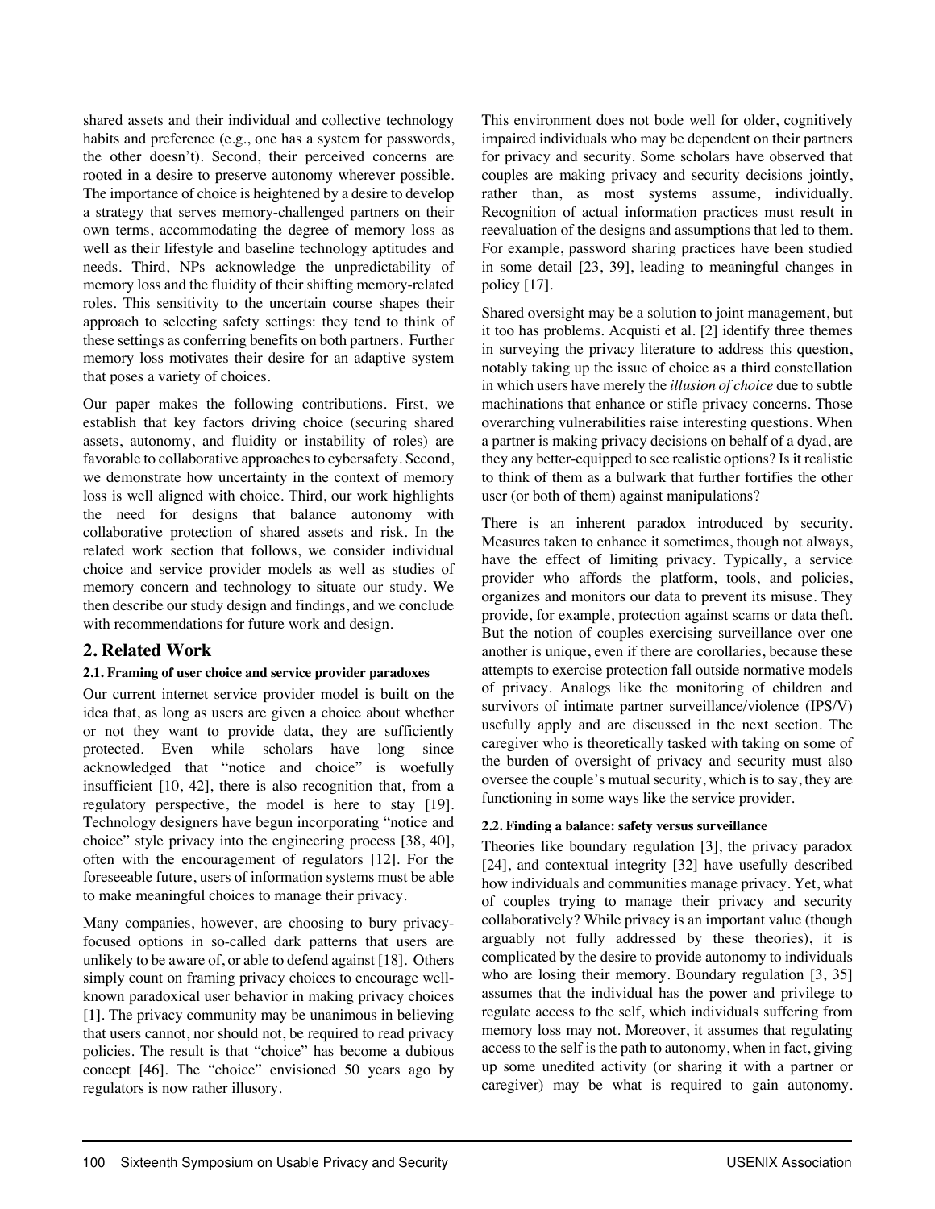shared assets and their individual and collective technology habits and preference (e.g., one has a system for passwords, the other doesn't). Second, their perceived concerns are rooted in a desire to preserve autonomy wherever possible. The importance of choice is heightened by a desire to develop a strategy that serves memory-challenged partners on their own terms, accommodating the degree of memory loss as well as their lifestyle and baseline technology aptitudes and needs. Third, NPs acknowledge the unpredictability of memory loss and the fluidity of their shifting memory-related roles. This sensitivity to the uncertain course shapes their approach to selecting safety settings: they tend to think of these settings as conferring benefits on both partners. Further memory loss motivates their desire for an adaptive system that poses a variety of choices.

Our paper makes the following contributions. First, we establish that key factors driving choice (securing shared assets, autonomy, and fluidity or instability of roles) are favorable to collaborative approaches to cybersafety. Second, we demonstrate how uncertainty in the context of memory loss is well aligned with choice. Third, our work highlights the need for designs that balance autonomy with collaborative protection of shared assets and risk. In the related work section that follows, we consider individual choice and service provider models as well as studies of memory concern and technology to situate our study. We then describe our study design and findings, and we conclude with recommendations for future work and design.

## 2. Related Work

### 2.1. Framing of user choice and service provider paradoxes

Our current internet service provider model is built on the idea that, as long as users are given a choice about whether or not they want to provide data, they are sufficiently protected. Even while scholars have long since acknowledged that "notice and choice" is woefully insufficient [10, 42], there is also recognition that, from a regulatory perspective, the model is here to stay [19]. Technology designers have begun incorporating "notice and choice" style privacy into the engineering process [38, 40], often with the encouragement of regulators [12]. For the foreseeable future, users of information systems must be able to make meaningful choices to manage their privacy.

Many companies, however, are choosing to bury privacy-focused options in so-called dark patterns that users are unlikely to be aware of, or able to defend against [18]. Others simply count on framing privacy choices to encourage well-known paradoxical user behavior in making privacy choices [1]. The privacy community may be unanimous in believing that users cannot, nor should not, be required to read privacy policies. The result is that "choice" has become a dubious concept [46]. The "choice" envisioned 50 years ago by regulators is now rather illusory.

This environment does not bode well for older, cognitively impaired individuals who may be dependent on their partners for privacy and security. Some scholars have observed that couples are making privacy and security decisions jointly, rather than, as most systems assume, individually. Recognition of actual information practices must result in reevaluation of the designs and assumptions that led to them. For example, password sharing practices have been studied in some detail [23, 39], leading to meaningful changes in policy [17].

Shared oversight may be a solution to joint management, but it too has problems. Acquisti et al. [2] identify three themes in surveying the privacy literature to address this question, notably taking up the issue of choice as a third constellation in which users have merely the *illusion of choice* due to subtle machinations that enhance or stifle privacy concerns. Those overarching vulnerabilities raise interesting questions. When a partner is making privacy decisions on behalf of a dyad, are they any better-equipped to see realistic options? Is it realistic to think of them as a bulwark that further fortifies the other user (or both of them) against manipulations?

There is an inherent paradox introduced by security. Measures taken to enhance it sometimes, though not always, have the effect of limiting privacy. Typically, a service provider who affords the platform, tools, and policies, organizes and monitors our data to prevent its misuse. They provide, for example, protection against scams or data theft. But the notion of couples exercising surveillance over one another is unique, even if there are corollaries, because these attempts to exercise protection fall outside normative models of privacy. Analogs like the monitoring of children and survivors of intimate partner surveillance/violence (IPS/V) usefully apply and are discussed in the next section. The caregiver who is theoretically tasked with taking on some of the burden of oversight of privacy and security must also oversee the couple's mutual security, which is to say, they are functioning in some ways like the service provider.

### 2.2. Finding a balance: safety versus surveillance

Theories like boundary regulation [3], the privacy paradox [24], and contextual integrity [32] have usefully described how individuals and communities manage privacy. Yet, what of couples trying to manage their privacy and security collaboratively? While privacy is an important value (though arguably not fully addressed by these theories), it is complicated by the desire to provide autonomy to individuals who are losing their memory. Boundary regulation [3, 35] assumes that the individual has the power and privilege to regulate access to the self, which individuals suffering from memory loss may not. Moreover, it assumes that regulating access to the self is the path to autonomy, when in fact, giving up some unedited activity (or sharing it with a partner or caregiver) may be what is required to gain autonomy.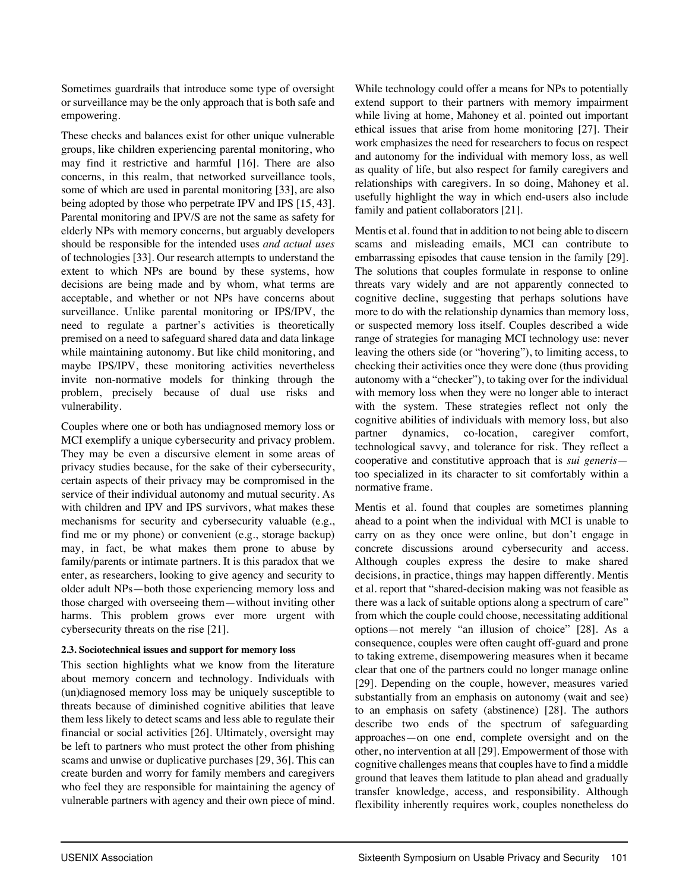Sometimes guardrails that introduce some type of oversight or surveillance may be the only approach that is both safe and empowering.

These checks and balances exist for other unique vulnerable groups, like children experiencing parental monitoring, who may find it restrictive and harmful [16]. There are also concerns, in this realm, that networked surveillance tools, some of which are used in parental monitoring [33], are also being adopted by those who perpetrate IPV and IPS [15, 43]. Parental monitoring and IPV/S are not the same as safety for elderly NPs with memory concerns, but arguably developers should be responsible for the intended uses *and actual uses* of technologies [33]. Our research attempts to understand the extent to which NPs are bound by these systems, how decisions are being made and by whom, what terms are acceptable, and whether or not NPs have concerns about surveillance. Unlike parental monitoring or IPS/IPV, the need to regulate a partner's activities is theoretically premised on a need to safeguard shared data and data linkage while maintaining autonomy. But like child monitoring, and maybe IPS/IPV, these monitoring activities nevertheless invite non-normative models for thinking through the problem, precisely because of dual use risks and vulnerability.

Couples where one or both has undiagnosed memory loss or MCI exemplify a unique cybersecurity and privacy problem. They may be even a discursive element in some areas of privacy studies because, for the sake of their cybersecurity, certain aspects of their privacy may be compromised in the service of their individual autonomy and mutual security. As with children and IPV and IPS survivors, what makes these mechanisms for security and cybersecurity valuable (e.g., find me or my phone) or convenient (e.g., storage backup) may, in fact, be what makes them prone to abuse by family/parents or intimate partners. It is this paradox that we enter, as researchers, looking to give agency and security to older adult NPs—both those experiencing memory loss and those charged with overseeing them—without inviting other harms. This problem grows ever more urgent with cybersecurity threats on the rise [21].

### 2.3. Sociotechnical issues and support for memory loss

This section highlights what we know from the literature about memory concern and technology. Individuals with (un)diagnosed memory loss may be uniquely susceptible to threats because of diminished cognitive abilities that leave them less likely to detect scams and less able to regulate their financial or social activities [26]. Ultimately, oversight may be left to partners who must protect the other from phishing scams and unwise or duplicative purchases [29, 36]. This can create burden and worry for family members and caregivers who feel they are responsible for maintaining the agency of vulnerable partners with agency and their own piece of mind.

While technology could offer a means for NPs to potentially extend support to their partners with memory impairment while living at home, Mahoney et al. pointed out important ethical issues that arise from home monitoring [27]. Their work emphasizes the need for researchers to focus on respect and autonomy for the individual with memory loss, as well as quality of life, but also respect for family caregivers and relationships with caregivers. In so doing, Mahoney et al. usefully highlight the way in which end-users also include family and patient collaborators [21].

Mentis et al. found that in addition to not being able to discern scams and misleading emails, MCI can contribute to embarrassing episodes that cause tension in the family [29]. The solutions that couples formulate in response to online threats vary widely and are not apparently connected to cognitive decline, suggesting that perhaps solutions have more to do with the relationship dynamics than memory loss, or suspected memory loss itself. Couples described a wide range of strategies for managing MCI technology use: never leaving the others side (or "hovering"), to limiting access, to checking their activities once they were done (thus providing autonomy with a "checker"), to taking over for the individual with memory loss when they were no longer able to interact with the system. These strategies reflect not only the cognitive abilities of individuals with memory loss, but also partner dynamics, co-location, caregiver comfort, technological savvy, and tolerance for risk. They reflect a cooperative and constitutive approach that is *sui generis*—too specialized in its character to sit comfortably within a normative frame.

Mentis et al. found that couples are sometimes planning ahead to a point when the individual with MCI is unable to carry on as they once were online, but don't engage in concrete discussions around cybersecurity and access. Although couples express the desire to make shared decisions, in practice, things may happen differently. Mentis et al. report that "shared-decision making was not feasible as there was a lack of suitable options along a spectrum of care" from which the couple could choose, necessitating additional options—not merely "an illusion of choice" [28]. As a consequence, couples were often caught off-guard and prone to taking extreme, disempowering measures when it became clear that one of the partners could no longer manage online [29]. Depending on the couple, however, measures varied substantially from an emphasis on autonomy (wait and see) to an emphasis on safety (abstinence) [28]. The authors describe two ends of the spectrum of safeguarding approaches—on one end, complete oversight and on the other, no intervention at all [29]. Empowerment of those with cognitive challenges means that couples have to find a middle ground that leaves them latitude to plan ahead and gradually transfer knowledge, access, and responsibility. Although flexibility inherently requires work, couples nonetheless do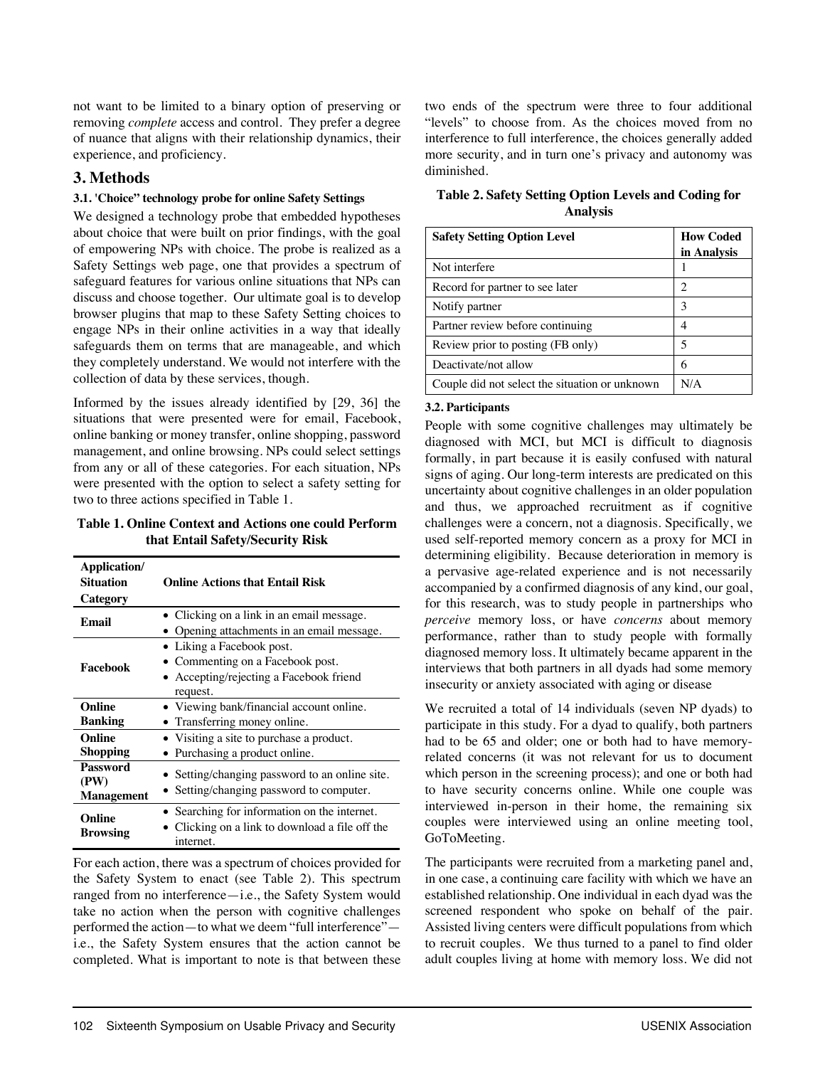not want to be limited to a binary option of preserving or removing *complete* access and control. They prefer a degree of nuance that aligns with their relationship dynamics, their experience, and proficiency.

## 3. Methods

### 3.1. 'Choice" technology probe for online Safety Settings

We designed a technology probe that embedded hypotheses about choice that were built on prior findings, with the goal of empowering NPs with choice. The probe is realized as a Safety Settings web page, one that provides a spectrum of safeguard features for various online situations that NPs can discuss and choose together. Our ultimate goal is to develop browser plugins that map to these Safety Setting choices to engage NPs in their online activities in a way that ideally safeguards them on terms that are manageable, and which they completely understand. We would not interfere with the collection of data by these services, though.

Informed by the issues already identified by [29, 36] the situations that were presented were for email, Facebook, online banking or money transfer, online shopping, password management, and online browsing. NPs could select settings from any or all of these categories. For each situation, NPs were presented with the option to select a safety setting for two to three actions specified in Table 1.

**Table 1. Online Context and Actions one could Perform that Entail Safety/Security Risk**

| Application/ Situation Category | Online Actions that Entail Risk |
|---|---|
| **Email** | • Clicking on a link in an email message.<br>• Opening attachments in an email message. |
| **Facebook** | • Liking a Facebook post.<br>• Commenting on a Facebook post.<br>• Accepting/rejecting a Facebook friend request. |
| **Online Banking** | • Viewing bank/financial account online.<br>• Transferring money online. |
| **Online Shopping** | • Visiting a site to purchase a product.<br>• Purchasing a product online. |
| **Password (PW) Management** | • Setting/changing password to an online site.<br>• Setting/changing password to computer. |
| **Online Browsing** | • Searching for information on the internet.<br>• Clicking on a link to download a file off the internet. |

For each action, there was a spectrum of choices provided for the Safety System to enact (see Table 2). This spectrum ranged from no interference—i.e., the Safety System would take no action when the person with cognitive challenges performed the action—to what we deem "full interference"—i.e., the Safety System ensures that the action cannot be completed. What is important to note is that between these two ends of the spectrum were three to four additional "levels" to choose from. As the choices moved from no interference to full interference, the choices generally added more security, and in turn one's privacy and autonomy was diminished.

**Table 2. Safety Setting Option Levels and Coding for Analysis**

| Safety Setting Option Level | How Coded in Analysis |
|---|---|
| Not interfere | 1 |
| Record for partner to see later | 2 |
| Notify partner | 3 |
| Partner review before continuing | 4 |
| Review prior to posting (FB only) | 5 |
| Deactivate/not allow | 6 |
| Couple did not select the situation or unknown | N/A |

### 3.2. Participants

People with some cognitive challenges may ultimately be diagnosed with MCI, but MCI is difficult to diagnosis formally, in part because it is easily confused with natural signs of aging. Our long-term interests are predicated on this uncertainty about cognitive challenges in an older population and thus, we approached recruitment as if cognitive challenges were a concern, not a diagnosis. Specifically, we used self-reported memory concern as a proxy for MCI in determining eligibility. Because deterioration in memory is a pervasive age-related experience and is not necessarily accompanied by a confirmed diagnosis of any kind, our goal, for this research, was to study people in partnerships who *perceive* memory loss, or have *concerns* about memory performance, rather than to study people with formally diagnosed memory loss. It ultimately became apparent in the interviews that both partners in all dyads had some memory insecurity or anxiety associated with aging or disease

We recruited a total of 14 individuals (seven NP dyads) to participate in this study. For a dyad to qualify, both partners had to be 65 and older; one or both had to have memory-related concerns (it was not relevant for us to document which person in the screening process); and one or both had to have security concerns online. While one couple was interviewed in-person in their home, the remaining six couples were interviewed using an online meeting tool, GoToMeeting.

The participants were recruited from a marketing panel and, in one case, a continuing care facility with which we have an established relationship. One individual in each dyad was the screened respondent who spoke on behalf of the pair. Assisted living centers were difficult populations from which to recruit couples. We thus turned to a panel to find older adult couples living at home with memory loss. We did not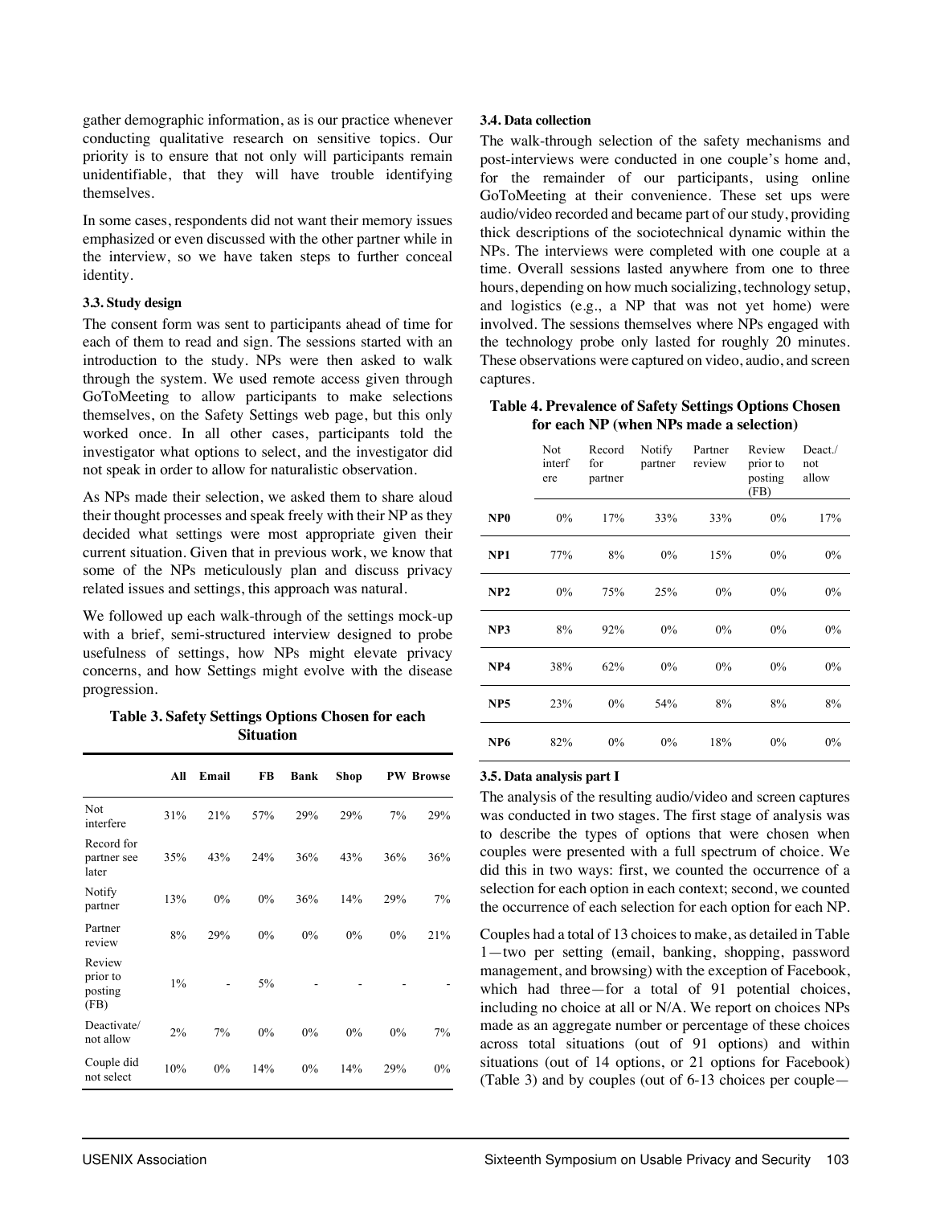gather demographic information, as is our practice whenever conducting qualitative research on sensitive topics. Our priority is to ensure that not only will participants remain unidentifiable, that they will have trouble identifying themselves.

In some cases, respondents did not want their memory issues emphasized or even discussed with the other partner while in the interview, so we have taken steps to further conceal identity.

### 3.3. Study design

The consent form was sent to participants ahead of time for each of them to read and sign. The sessions started with an introduction to the study. NPs were then asked to walk through the system. We used remote access given through GoToMeeting to allow participants to make selections themselves, on the Safety Settings web page, but this only worked once. In all other cases, participants told the investigator what options to select, and the investigator did not speak in order to allow for naturalistic observation.

As NPs made their selection, we asked them to share aloud their thought processes and speak freely with their NP as they decided what settings were most appropriate given their current situation. Given that in previous work, we know that some of the NPs meticulously plan and discuss privacy related issues and settings, this approach was natural.

We followed up each walk-through of the settings mock-up with a brief, semi-structured interview designed to probe usefulness of settings, how NPs might elevate privacy concerns, and how Settings might evolve with the disease progression.

**Table 3. Safety Settings Options Chosen for each Situation**

| | All | Email | FB | Bank | Shop | PW | Browse |
|---|---|---|---|---|---|---|---|
| Not interfere | 31% | 21% | 57% | 29% | 29% | 7% | 29% |
| Record for partner see later | 35% | 43% | 24% | 36% | 43% | 36% | 36% |
| Notify partner | 13% | 0% | 0% | 36% | 14% | 29% | 7% |
| Partner review | 8% | 29% | 0% | 0% | 0% | 0% | 21% |
| Review prior to posting (FB) | 1% | - | 5% | - | - | - | - |
| Deactivate/ not allow | 2% | 7% | 0% | 0% | 0% | 0% | 7% |
| Couple did not select | 10% | 0% | 14% | 0% | 14% | 29% | 0% |

### 3.4. Data collection

The walk-through selection of the safety mechanisms and post-interviews were conducted in one couple's home and, for the remainder of our participants, using online GoToMeeting at their convenience. These set ups were audio/video recorded and became part of our study, providing thick descriptions of the sociotechnical dynamic within the NPs. The interviews were completed with one couple at a time. Overall sessions lasted anywhere from one to three hours, depending on how much socializing, technology setup, and logistics (e.g., a NP that was not yet home) were involved. The sessions themselves where NPs engaged with the technology probe only lasted for roughly 20 minutes. These observations were captured on video, audio, and screen captures.

**Table 4. Prevalence of Safety Settings Options Chosen for each NP (when NPs made a selection)**

| | Not interfere | Record for partner | Notify partner | Partner review | Review prior to posting (FB) | Deact./ not allow |
|---|---|---|---|---|---|---|
| **NP0** | 0% | 17% | 33% | 33% | 0% | 17% |
| **NP1** | 77% | 8% | 0% | 15% | 0% | 0% |
| **NP2** | 0% | 75% | 25% | 0% | 0% | 0% |
| **NP3** | 8% | 92% | 0% | 0% | 0% | 0% |
| **NP4** | 38% | 62% | 0% | 0% | 0% | 0% |
| **NP5** | 23% | 0% | 54% | 8% | 8% | 8% |
| **NP6** | 82% | 0% | 0% | 18% | 0% | 0% |

### 3.5. Data analysis part I

The analysis of the resulting audio/video and screen captures was conducted in two stages. The first stage of analysis was to describe the types of options that were chosen when couples were presented with a full spectrum of choice. We did this in two ways: first, we counted the occurrence of a selection for each option in each context; second, we counted the occurrence of each selection for each option for each NP.

Couples had a total of 13 choices to make, as detailed in Table 1—two per setting (email, banking, shopping, password management, and browsing) with the exception of Facebook, which had three—for a total of 91 potential choices, including no choice at all or N/A. We report on choices NPs made as an aggregate number or percentage of these choices across total situations (out of 91 options) and within situations (out of 14 options, or 21 options for Facebook) (Table 3) and by couples (out of 6-13 choices per couple—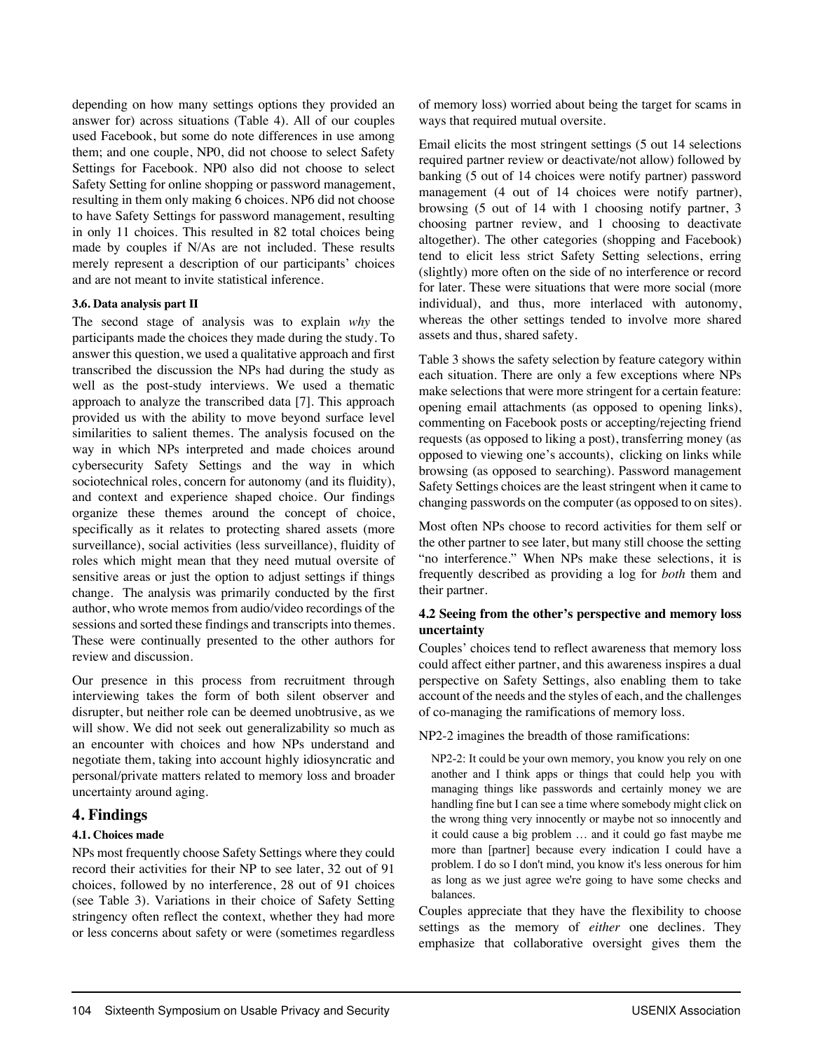depending on how many settings options they provided an answer for) across situations (Table 4). All of our couples used Facebook, but some do note differences in use among them; and one couple, NP0, did not choose to select Safety Settings for Facebook. NP0 also did not choose to select Safety Setting for online shopping or password management, resulting in them only making 6 choices. NP6 did not choose to have Safety Settings for password management, resulting in only 11 choices. This resulted in 82 total choices being made by couples if N/As are not included. These results merely represent a description of our participants' choices and are not meant to invite statistical inference.

### 3.6. Data analysis part II

The second stage of analysis was to explain *why* the participants made the choices they made during the study. To answer this question, we used a qualitative approach and first transcribed the discussion the NPs had during the study as well as the post-study interviews. We used a thematic approach to analyze the transcribed data [7]. This approach provided us with the ability to move beyond surface level similarities to salient themes. The analysis focused on the way in which NPs interpreted and made choices around cybersecurity Safety Settings and the way in which sociotechnical roles, concern for autonomy (and its fluidity), and context and experience shaped choice. Our findings organize these themes around the concept of choice, specifically as it relates to protecting shared assets (more surveillance), social activities (less surveillance), fluidity of roles which might mean that they need mutual oversite of sensitive areas or just the option to adjust settings if things change. The analysis was primarily conducted by the first author, who wrote memos from audio/video recordings of the sessions and sorted these findings and transcripts into themes. These were continually presented to the other authors for review and discussion.

Our presence in this process from recruitment through interviewing takes the form of both silent observer and disrupter, but neither role can be deemed unobtrusive, as we will show. We did not seek out generalizability so much as an encounter with choices and how NPs understand and negotiate them, taking into account highly idiosyncratic and personal/private matters related to memory loss and broader uncertainty around aging.

## 4. Findings

### 4.1. Choices made

NPs most frequently choose Safety Settings where they could record their activities for their NP to see later, 32 out of 91 choices, followed by no interference, 28 out of 91 choices (see Table 3). Variations in their choice of Safety Setting stringency often reflect the context, whether they had more or less concerns about safety or were (sometimes regardless of memory loss) worried about being the target for scams in ways that required mutual oversite.

Email elicits the most stringent settings (5 out 14 selections required partner review or deactivate/not allow) followed by banking (5 out of 14 choices were notify partner) password management (4 out of 14 choices were notify partner), browsing (5 out of 14 with 1 choosing notify partner, 3 choosing partner review, and 1 choosing to deactivate altogether). The other categories (shopping and Facebook) tend to elicit less strict Safety Setting selections, erring (slightly) more often on the side of no interference or record for later. These were situations that were more social (more individual), and thus, more interlaced with autonomy, whereas the other settings tended to involve more shared assets and thus, shared safety.

Table 3 shows the safety selection by feature category within each situation. There are only a few exceptions where NPs make selections that were more stringent for a certain feature: opening email attachments (as opposed to opening links), commenting on Facebook posts or accepting/rejecting friend requests (as opposed to liking a post), transferring money (as opposed to viewing one's accounts), clicking on links while browsing (as opposed to searching). Password management Safety Settings choices are the least stringent when it came to changing passwords on the computer (as opposed to on sites).

Most often NPs choose to record activities for them self or the other partner to see later, but many still choose the setting "no interference." When NPs make these selections, it is frequently described as providing a log for *both* them and their partner.

### 4.2 Seeing from the other's perspective and memory loss uncertainty

Couples' choices tend to reflect awareness that memory loss could affect either partner, and this awareness inspires a dual perspective on Safety Settings, also enabling them to take account of the needs and the styles of each, and the challenges of co-managing the ramifications of memory loss.

NP2-2 imagines the breadth of those ramifications:

> NP2-2: It could be your own memory, you know you rely on one another and I think apps or things that could help you with managing things like passwords and certainly money we are handling fine but I can see a time where somebody might click on the wrong thing very innocently or maybe not so innocently and it could cause a big problem … and it could go fast maybe me more than [partner] because every indication I could have a problem. I do so I don't mind, you know it's less onerous for him as long as we just agree we're going to have some checks and balances.

Couples appreciate that they have the flexibility to choose settings as the memory of *either* one declines. They emphasize that collaborative oversight gives them the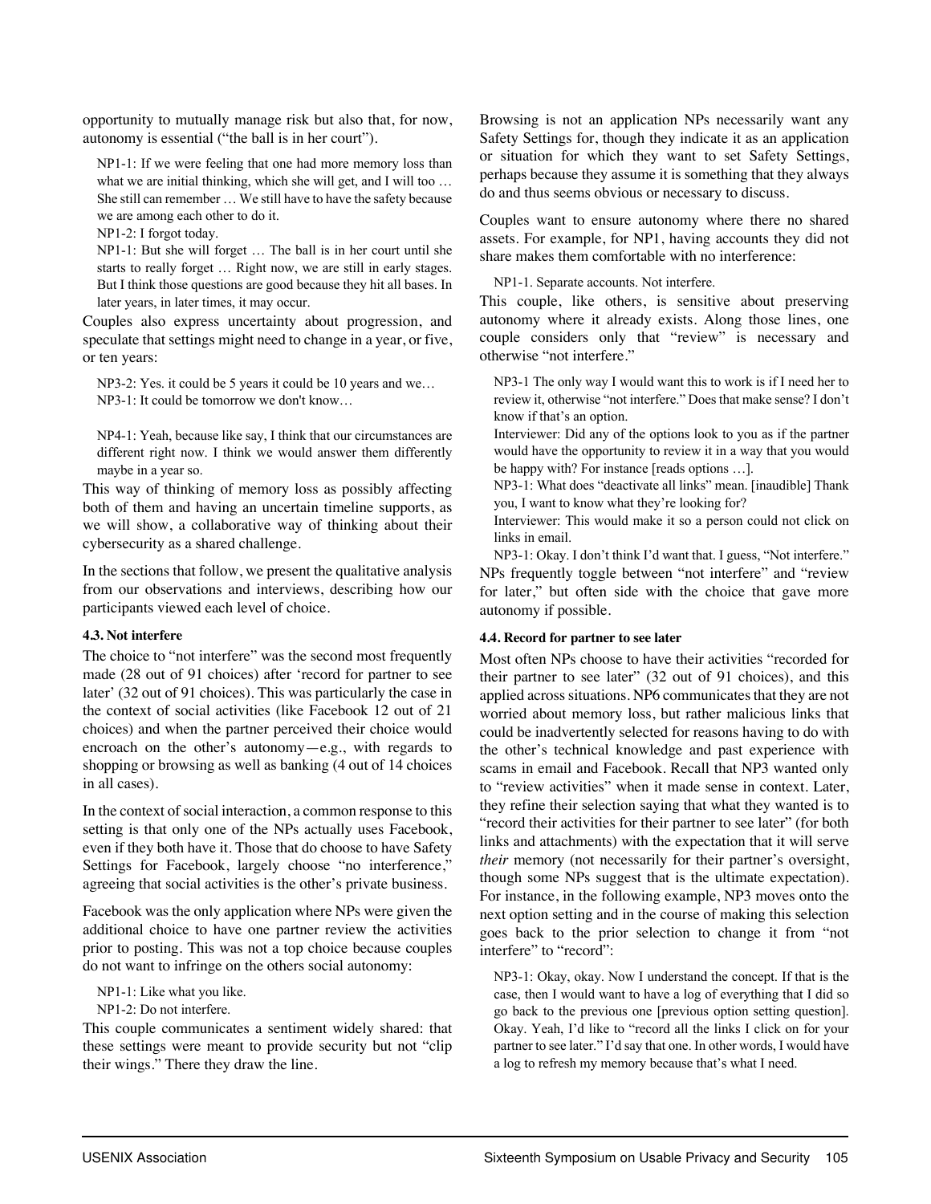opportunity to mutually manage risk but also that, for now, autonomy is essential (“the ball is in her court”).

> NP1-1: If we were feeling that one had more memory loss than what we are initial thinking, which she will get, and I will too … She still can remember … We still have to have the safety because we are among each other to do it.
>
> NP1-2: I forgot today.
>
> NP1-1: But she will forget … The ball is in her court until she starts to really forget … Right now, we are still in early stages. But I think those questions are good because they hit all bases. In later years, in later times, it may occur.

Couples also express uncertainty about progression, and speculate that settings might need to change in a year, or five, or ten years:

> NP3-2: Yes. it could be 5 years it could be 10 years and we…
>
> NP3-1: It could be tomorrow we don't know…

> NP4-1: Yeah, because like say, I think that our circumstances are different right now. I think we would answer them differently maybe in a year so.

This way of thinking of memory loss as possibly affecting both of them and having an uncertain timeline supports, as we will show, a collaborative way of thinking about their cybersecurity as a shared challenge.

In the sections that follow, we present the qualitative analysis from our observations and interviews, describing how our participants viewed each level of choice.

### 4.3. Not interfere

The choice to “not interfere” was the second most frequently made (28 out of 91 choices) after ‘record for partner to see later’ (32 out of 91 choices). This was particularly the case in the context of social activities (like Facebook 12 out of 21 choices) and when the partner perceived their choice would encroach on the other’s autonomy—e.g., with regards to shopping or browsing as well as banking (4 out of 14 choices in all cases).

In the context of social interaction, a common response to this setting is that only one of the NPs actually uses Facebook, even if they both have it. Those that do choose to have Safety Settings for Facebook, largely choose “no interference,” agreeing that social activities is the other’s private business.

Facebook was the only application where NPs were given the additional choice to have one partner review the activities prior to posting. This was not a top choice because couples do not want to infringe on the others social autonomy:

> NP1-1: Like what you like.
>
> NP1-2: Do not interfere.

This couple communicates a sentiment widely shared: that these settings were meant to provide security but not “clip their wings.” There they draw the line.

Browsing is not an application NPs necessarily want any Safety Settings for, though they indicate it as an application or situation for which they want to set Safety Settings, perhaps because they assume it is something that they always do and thus seems obvious or necessary to discuss.

Couples want to ensure autonomy where there no shared assets. For example, for NP1, having accounts they did not share makes them comfortable with no interference:

> NP1-1. Separate accounts. Not interfere.

This couple, like others, is sensitive about preserving autonomy where it already exists. Along those lines, one couple considers only that “review” is necessary and otherwise “not interfere.”

> NP3-1 The only way I would want this to work is if I need her to review it, otherwise “not interfere.” Does that make sense? I don’t know if that’s an option.
>
> Interviewer: Did any of the options look to you as if the partner would have the opportunity to review it in a way that you would be happy with? For instance [reads options …].
>
> NP3-1: What does “deactivate all links” mean. [inaudible] Thank you, I want to know what they’re looking for?
>
> Interviewer: This would make it so a person could not click on links in email.
>
> NP3-1: Okay. I don’t think I’d want that. I guess, “Not interfere.”

NPs frequently toggle between “not interfere” and “review for later,” but often side with the choice that gave more autonomy if possible.

### 4.4. Record for partner to see later

Most often NPs choose to have their activities “recorded for their partner to see later” (32 out of 91 choices), and this applied across situations. NP6 communicates that they are not worried about memory loss, but rather malicious links that could be inadvertently selected for reasons having to do with the other’s technical knowledge and past experience with scams in email and Facebook. Recall that NP3 wanted only to “review activities” when it made sense in context. Later, they refine their selection saying that what they wanted is to “record their activities for their partner to see later” (for both links and attachments) with the expectation that it will serve *their* memory (not necessarily for their partner’s oversight, though some NPs suggest that is the ultimate expectation). For instance, in the following example, NP3 moves onto the next option setting and in the course of making this selection goes back to the prior selection to change it from “not interfere” to “record”:

> NP3-1: Okay, okay. Now I understand the concept. If that is the case, then I would want to have a log of everything that I did so go back to the previous one [previous option setting question]. Okay. Yeah, I’d like to “record all the links I click on for your partner to see later.” I’d say that one. In other words, I would have a log to refresh my memory because that’s what I need.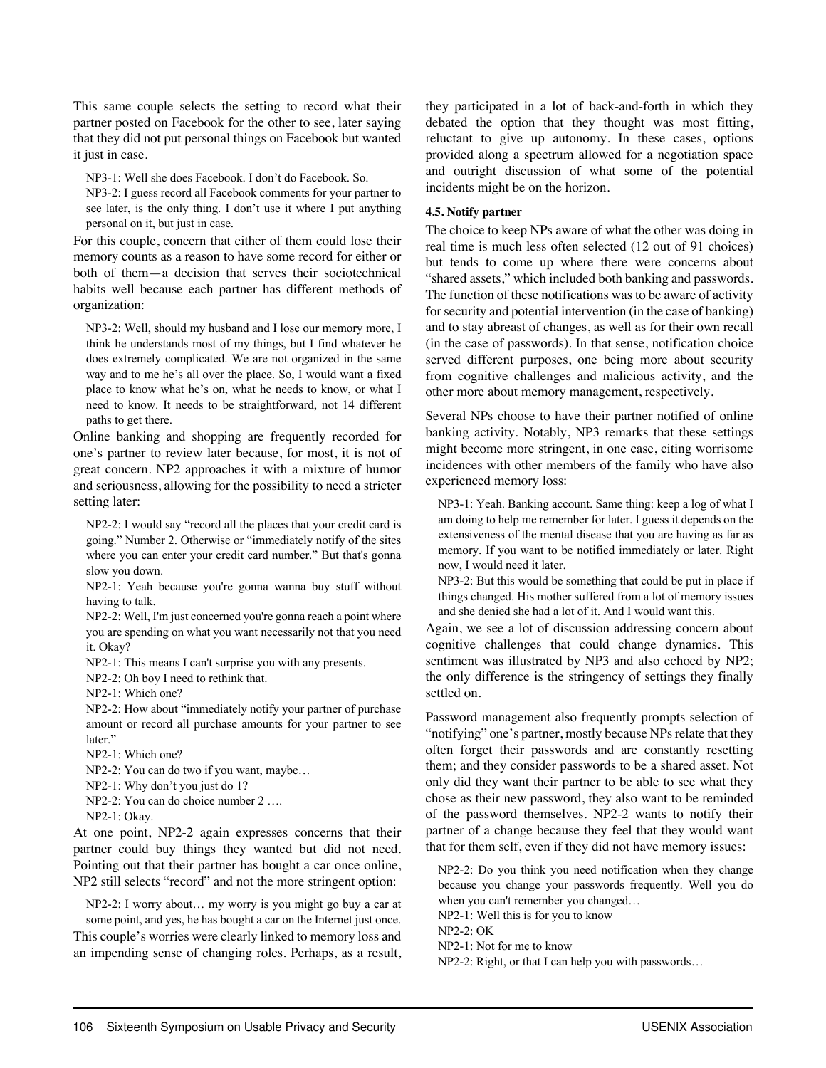This same couple selects the setting to record what their partner posted on Facebook for the other to see, later saying that they did not put personal things on Facebook but wanted it just in case.

> NP3-1: Well she does Facebook. I don't do Facebook. So.
> NP3-2: I guess record all Facebook comments for your partner to see later, is the only thing. I don't use it where I put anything personal on it, but just in case.

For this couple, concern that either of them could lose their memory counts as a reason to have some record for either or both of them—a decision that serves their sociotechnical habits well because each partner has different methods of organization:

> NP3-2: Well, should my husband and I lose our memory more, I think he understands most of my things, but I find whatever he does extremely complicated. We are not organized in the same way and to me he's all over the place. So, I would want a fixed place to know what he's on, what he needs to know, or what I need to know. It needs to be straightforward, not 14 different paths to get there.

Online banking and shopping are frequently recorded for one's partner to review later because, for most, it is not of great concern. NP2 approaches it with a mixture of humor and seriousness, allowing for the possibility to need a stricter setting later:

> NP2-2: I would say "record all the places that your credit card is going." Number 2. Otherwise or "immediately notify of the sites where you can enter your credit card number." But that's gonna slow you down.
> NP2-1: Yeah because you're gonna wanna buy stuff without having to talk.
> NP2-2: Well, I'm just concerned you're gonna reach a point where you are spending on what you want necessarily not that you need it. Okay?
> NP2-1: This means I can't surprise you with any presents.
> NP2-2: Oh boy I need to rethink that.
> NP2-1: Which one?
> NP2-2: How about "immediately notify your partner of purchase amount or record all purchase amounts for your partner to see later."
> NP2-1: Which one?
> NP2-2: You can do two if you want, maybe…
> NP2-1: Why don't you just do 1?
> NP2-2: You can do choice number 2 ….
> NP2-1: Okay.

At one point, NP2-2 again expresses concerns that their partner could buy things they wanted but did not need. Pointing out that their partner has bought a car once online, NP2 still selects "record" and not the more stringent option:

> NP2-2: I worry about… my worry is you might go buy a car at some point, and yes, he has bought a car on the Internet just once.

This couple's worries were clearly linked to memory loss and an impending sense of changing roles. Perhaps, as a result, they participated in a lot of back-and-forth in which they debated the option that they thought was most fitting, reluctant to give up autonomy. In these cases, options provided along a spectrum allowed for a negotiation space and outright discussion of what some of the potential incidents might be on the horizon.

#### 4.5. Notify partner

The choice to keep NPs aware of what the other was doing in real time is much less often selected (12 out of 91 choices) but tends to come up where there were concerns about "shared assets," which included both banking and passwords. The function of these notifications was to be aware of activity for security and potential intervention (in the case of banking) and to stay abreast of changes, as well as for their own recall (in the case of passwords). In that sense, notification choice served different purposes, one being more about security from cognitive challenges and malicious activity, and the other more about memory management, respectively.

Several NPs choose to have their partner notified of online banking activity. Notably, NP3 remarks that these settings might become more stringent, in one case, citing worrisome incidences with other members of the family who have also experienced memory loss:

> NP3-1: Yeah. Banking account. Same thing: keep a log of what I am doing to help me remember for later. I guess it depends on the extensiveness of the mental disease that you are having as far as memory. If you want to be notified immediately or later. Right now, I would need it later.
> NP3-2: But this would be something that could be put in place if things changed. His mother suffered from a lot of memory issues and she denied she had a lot of it. And I would want this.

Again, we see a lot of discussion addressing concern about cognitive challenges that could change dynamics. This sentiment was illustrated by NP3 and also echoed by NP2; the only difference is the stringency of settings they finally settled on.

Password management also frequently prompts selection of "notifying" one's partner, mostly because NPs relate that they often forget their passwords and are constantly resetting them; and they consider passwords to be a shared asset. Not only did they want their partner to be able to see what they chose as their new password, they also want to be reminded of the password themselves. NP2-2 wants to notify their partner of a change because they feel that they would want that for them self, even if they did not have memory issues:

> NP2-2: Do you think you need notification when they change because you change your passwords frequently. Well you do when you can't remember you changed…
> NP2-1: Well this is for you to know
> NP2-2: OK
> NP2-1: Not for me to know
> NP2-2: Right, or that I can help you with passwords…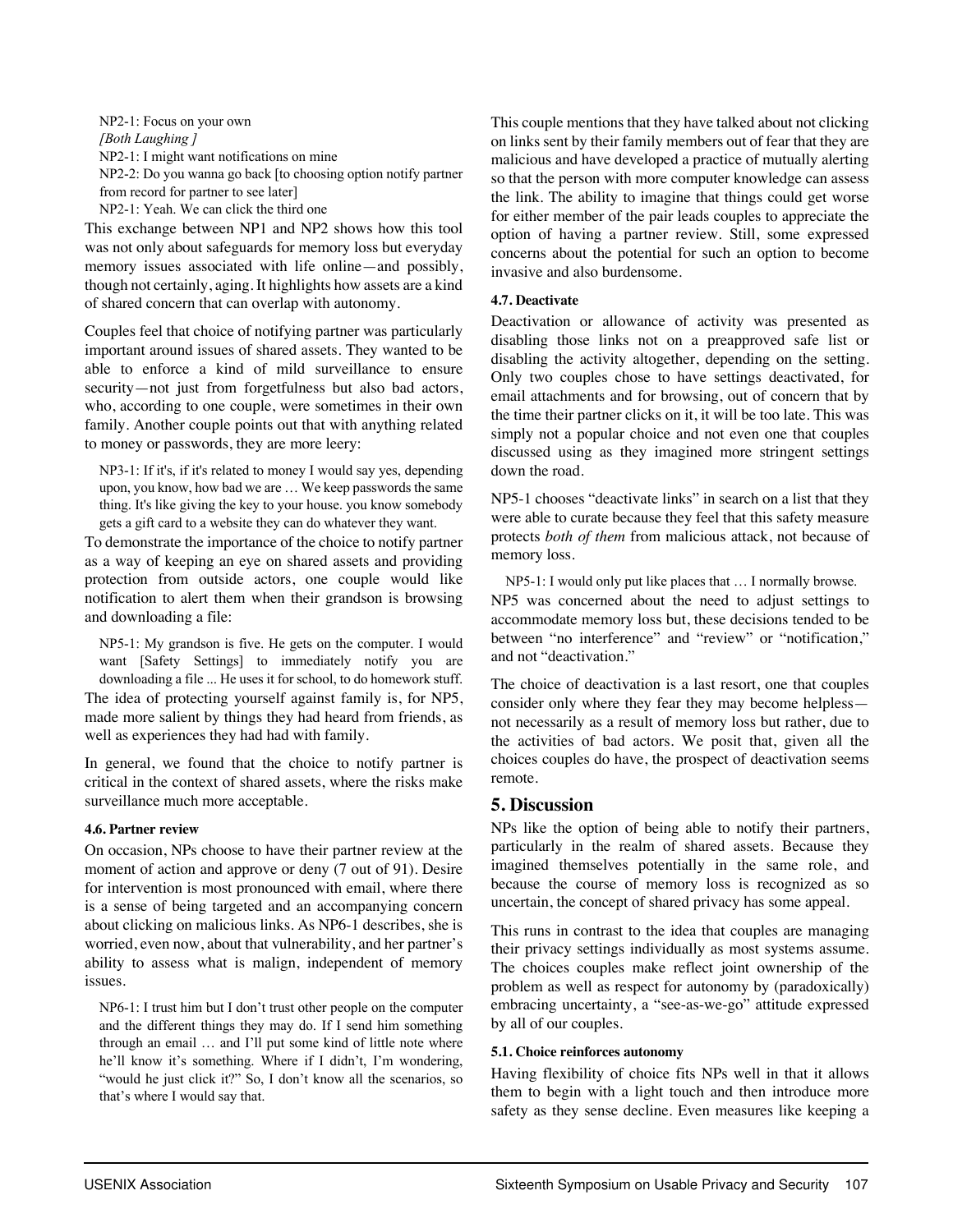NP2-1: Focus on your own

*[Both Laughing ]*

NP2-1: I might want notifications on mine

NP2-2: Do you wanna go back [to choosing option notify partner from record for partner to see later]

NP2-1: Yeah. We can click the third one

This exchange between NP1 and NP2 shows how this tool was not only about safeguards for memory loss but everyday memory issues associated with life online—and possibly, though not certainly, aging. It highlights how assets are a kind of shared concern that can overlap with autonomy.

Couples feel that choice of notifying partner was particularly important around issues of shared assets. They wanted to be able to enforce a kind of mild surveillance to ensure security—not just from forgetfulness but also bad actors, who, according to one couple, were sometimes in their own family. Another couple points out that with anything related to money or passwords, they are more leery:

> NP3-1: If it's, if it's related to money I would say yes, depending upon, you know, how bad we are … We keep passwords the same thing. It's like giving the key to your house. you know somebody gets a gift card to a website they can do whatever they want.

To demonstrate the importance of the choice to notify partner as a way of keeping an eye on shared assets and providing protection from outside actors, one couple would like notification to alert them when their grandson is browsing and downloading a file:

> NP5-1: My grandson is five. He gets on the computer. I would want [Safety Settings] to immediately notify you are downloading a file ... He uses it for school, to do homework stuff.

The idea of protecting yourself against family is, for NP5, made more salient by things they had heard from friends, as well as experiences they had had with family.

In general, we found that the choice to notify partner is critical in the context of shared assets, where the risks make surveillance much more acceptable.

#### 4.6. Partner review

On occasion, NPs choose to have their partner review at the moment of action and approve or deny (7 out of 91). Desire for intervention is most pronounced with email, where there is a sense of being targeted and an accompanying concern about clicking on malicious links. As NP6-1 describes, she is worried, even now, about that vulnerability, and her partner's ability to assess what is malign, independent of memory issues.

> NP6-1: I trust him but I don't trust other people on the computer and the different things they may do. If I send him something through an email … and I'll put some kind of little note where he'll know it's something. Where if I didn't, I'm wondering, "would he just click it?" So, I don't know all the scenarios, so that's where I would say that.

This couple mentions that they have talked about not clicking on links sent by their family members out of fear that they are malicious and have developed a practice of mutually alerting so that the person with more computer knowledge can assess the link. The ability to imagine that things could get worse for either member of the pair leads couples to appreciate the option of having a partner review. Still, some expressed concerns about the potential for such an option to become invasive and also burdensome.

#### 4.7. Deactivate

Deactivation or allowance of activity was presented as disabling those links not on a preapproved safe list or disabling the activity altogether, depending on the setting. Only two couples chose to have settings deactivated, for email attachments and for browsing, out of concern that by the time their partner clicks on it, it will be too late. This was simply not a popular choice and not even one that couples discussed using as they imagined more stringent settings down the road.

NP5-1 chooses "deactivate links" in search on a list that they were able to curate because they feel that this safety measure protects *both of them* from malicious attack, not because of memory loss.

> NP5-1: I would only put like places that … I normally browse.

NP5 was concerned about the need to adjust settings to accommodate memory loss but, these decisions tended to be between "no interference" and "review" or "notification," and not "deactivation."

The choice of deactivation is a last resort, one that couples consider only where they fear they may become helpless—not necessarily as a result of memory loss but rather, due to the activities of bad actors. We posit that, given all the choices couples do have, the prospect of deactivation seems remote.

## 5. Discussion

NPs like the option of being able to notify their partners, particularly in the realm of shared assets. Because they imagined themselves potentially in the same role, and because the course of memory loss is recognized as so uncertain, the concept of shared privacy has some appeal.

This runs in contrast to the idea that couples are managing their privacy settings individually as most systems assume. The choices couples make reflect joint ownership of the problem as well as respect for autonomy by (paradoxically) embracing uncertainty, a "see-as-we-go" attitude expressed by all of our couples.

#### 5.1. Choice reinforces autonomy

Having flexibility of choice fits NPs well in that it allows them to begin with a light touch and then introduce more safety as they sense decline. Even measures like keeping a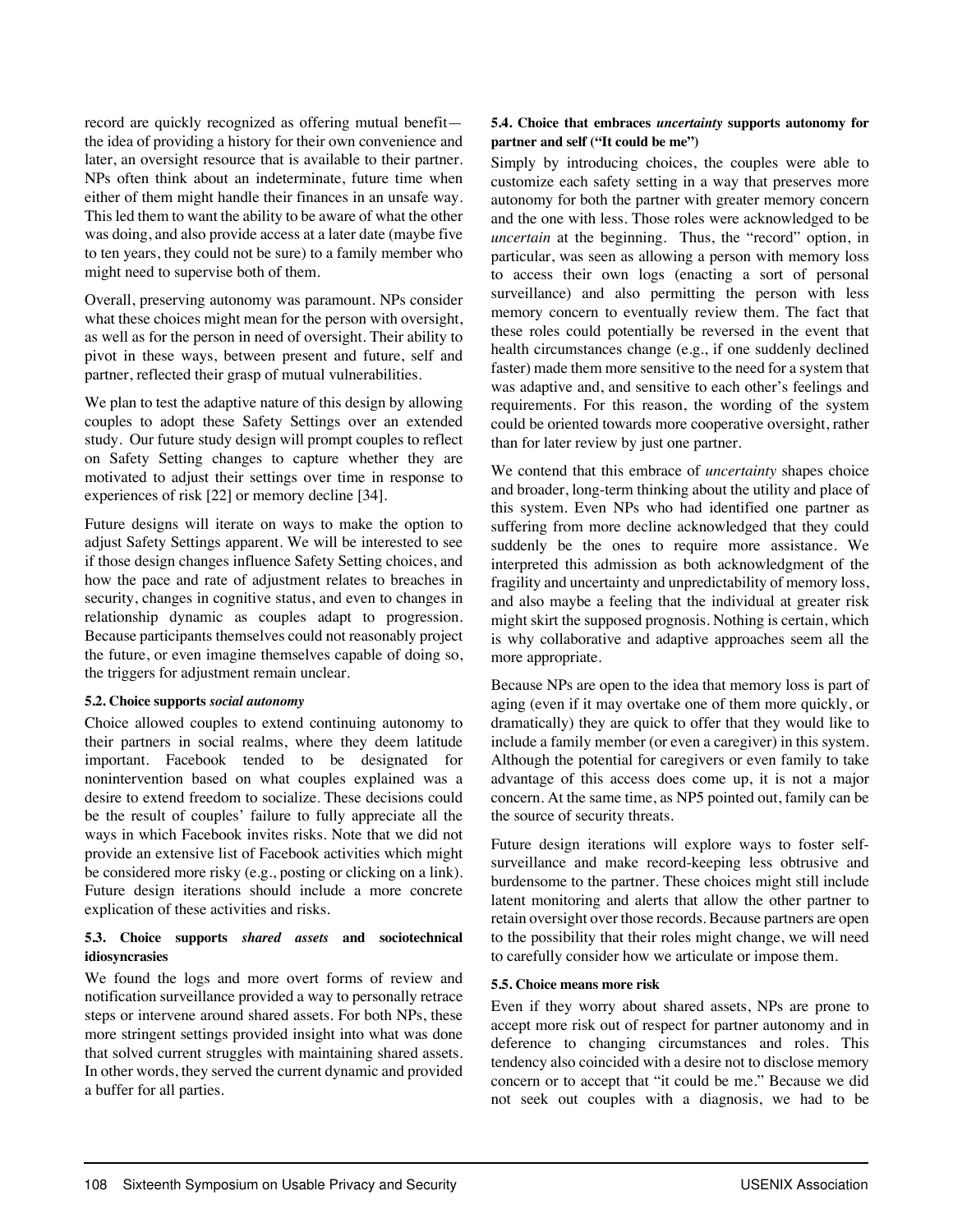record are quickly recognized as offering mutual benefit—the idea of providing a history for their own convenience and later, an oversight resource that is available to their partner. NPs often think about an indeterminate, future time when either of them might handle their finances in an unsafe way. This led them to want the ability to be aware of what the other was doing, and also provide access at a later date (maybe five to ten years, they could not be sure) to a family member who might need to supervise both of them.

Overall, preserving autonomy was paramount. NPs consider what these choices might mean for the person with oversight, as well as for the person in need of oversight. Their ability to pivot in these ways, between present and future, self and partner, reflected their grasp of mutual vulnerabilities.

We plan to test the adaptive nature of this design by allowing couples to adopt these Safety Settings over an extended study. Our future study design will prompt couples to reflect on Safety Setting changes to capture whether they are motivated to adjust their settings over time in response to experiences of risk [22] or memory decline [34].

Future designs will iterate on ways to make the option to adjust Safety Settings apparent. We will be interested to see if those design changes influence Safety Setting choices, and how the pace and rate of adjustment relates to breaches in security, changes in cognitive status, and even to changes in relationship dynamic as couples adapt to progression. Because participants themselves could not reasonably project the future, or even imagine themselves capable of doing so, the triggers for adjustment remain unclear.

### 5.2. Choice supports *social autonomy*

Choice allowed couples to extend continuing autonomy to their partners in social realms, where they deem latitude important. Facebook tended to be designated for nonintervention based on what couples explained was a desire to extend freedom to socialize. These decisions could be the result of couples' failure to fully appreciate all the ways in which Facebook invites risks. Note that we did not provide an extensive list of Facebook activities which might be considered more risky (e.g., posting or clicking on a link). Future design iterations should include a more concrete explication of these activities and risks.

### 5.3. Choice supports *shared assets* and sociotechnical idiosyncrasies

We found the logs and more overt forms of review and notification surveillance provided a way to personally retrace steps or intervene around shared assets. For both NPs, these more stringent settings provided insight into what was done that solved current struggles with maintaining shared assets. In other words, they served the current dynamic and provided a buffer for all parties.

### 5.4. Choice that embraces *uncertainty* supports autonomy for partner and self ("It could be me")

Simply by introducing choices, the couples were able to customize each safety setting in a way that preserves more autonomy for both the partner with greater memory concern and the one with less. Those roles were acknowledged to be *uncertain* at the beginning. Thus, the "record" option, in particular, was seen as allowing a person with memory loss to access their own logs (enacting a sort of personal surveillance) and also permitting the person with less memory concern to eventually review them. The fact that these roles could potentially be reversed in the event that health circumstances change (e.g., if one suddenly declined faster) made them more sensitive to the need for a system that was adaptive and, and sensitive to each other's feelings and requirements. For this reason, the wording of the system could be oriented towards more cooperative oversight, rather than for later review by just one partner.

We contend that this embrace of *uncertainty* shapes choice and broader, long-term thinking about the utility and place of this system. Even NPs who had identified one partner as suffering from more decline acknowledged that they could suddenly be the ones to require more assistance. We interpreted this admission as both acknowledgment of the fragility and uncertainty and unpredictability of memory loss, and also maybe a feeling that the individual at greater risk might skirt the supposed prognosis. Nothing is certain, which is why collaborative and adaptive approaches seem all the more appropriate.

Because NPs are open to the idea that memory loss is part of aging (even if it may overtake one of them more quickly, or dramatically) they are quick to offer that they would like to include a family member (or even a caregiver) in this system. Although the potential for caregivers or even family to take advantage of this access does come up, it is not a major concern. At the same time, as NP5 pointed out, family can be the source of security threats.

Future design iterations will explore ways to foster self-surveillance and make record-keeping less obtrusive and burdensome to the partner. These choices might still include latent monitoring and alerts that allow the other partner to retain oversight over those records. Because partners are open to the possibility that their roles might change, we will need to carefully consider how we articulate or impose them.

### 5.5. Choice means more risk

Even if they worry about shared assets, NPs are prone to accept more risk out of respect for partner autonomy and in deference to changing circumstances and roles. This tendency also coincided with a desire not to disclose memory concern or to accept that "it could be me." Because we did not seek out couples with a diagnosis, we had to be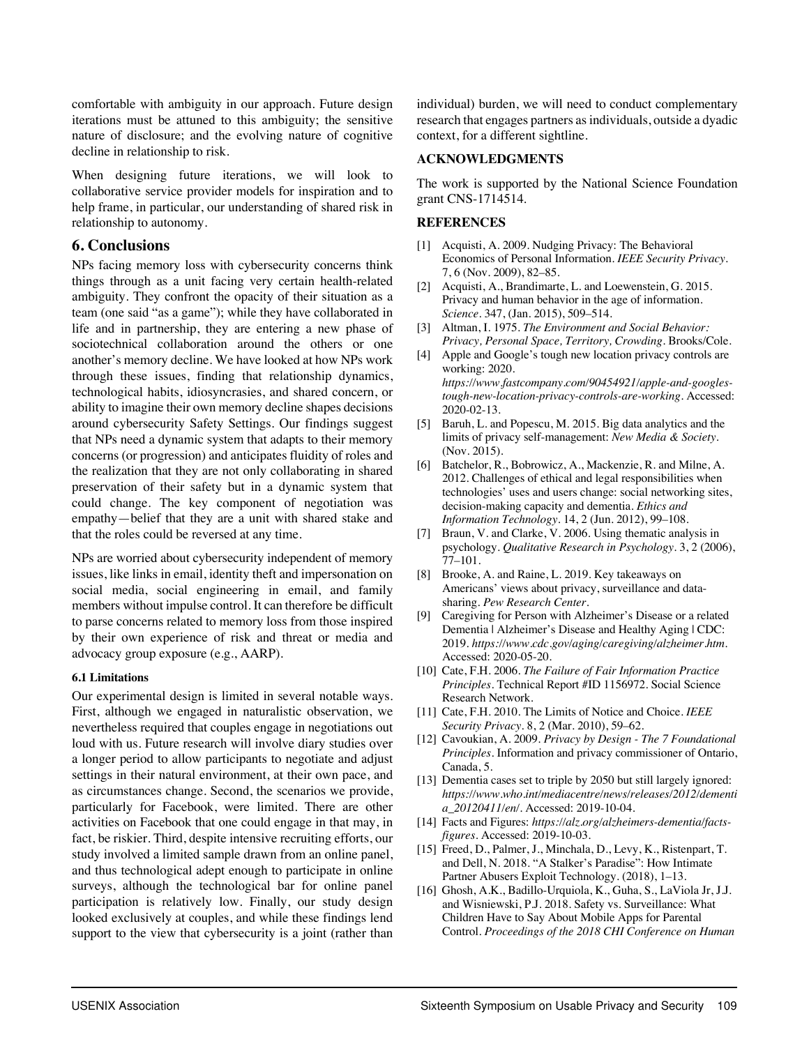comfortable with ambiguity in our approach. Future design iterations must be attuned to this ambiguity; the sensitive nature of disclosure; and the evolving nature of cognitive decline in relationship to risk.

When designing future iterations, we will look to collaborative service provider models for inspiration and to help frame, in particular, our understanding of shared risk in relationship to autonomy.

## 6. Conclusions

NPs facing memory loss with cybersecurity concerns think things through as a unit facing very certain health-related ambiguity. They confront the opacity of their situation as a team (one said "as a game"); while they have collaborated in life and in partnership, they are entering a new phase of sociotechnical collaboration around the others or one another's memory decline. We have looked at how NPs work through these issues, finding that relationship dynamics, technological habits, idiosyncrasies, and shared concern, or ability to imagine their own memory decline shapes decisions around cybersecurity Safety Settings. Our findings suggest that NPs need a dynamic system that adapts to their memory concerns (or progression) and anticipates fluidity of roles and the realization that they are not only collaborating in shared preservation of their safety but in a dynamic system that could change. The key component of negotiation was empathy—belief that they are a unit with shared stake and that the roles could be reversed at any time.

NPs are worried about cybersecurity independent of memory issues, like links in email, identity theft and impersonation on social media, social engineering in email, and family members without impulse control. It can therefore be difficult to parse concerns related to memory loss from those inspired by their own experience of risk and threat or media and advocacy group exposure (e.g., AARP).

### 6.1 Limitations

Our experimental design is limited in several notable ways. First, although we engaged in naturalistic observation, we nevertheless required that couples engage in negotiations out loud with us. Future research will involve diary studies over a longer period to allow participants to negotiate and adjust settings in their natural environment, at their own pace, and as circumstances change. Second, the scenarios we provide, particularly for Facebook, were limited. There are other activities on Facebook that one could engage in that may, in fact, be riskier. Third, despite intensive recruiting efforts, our study involved a limited sample drawn from an online panel, and thus technological adept enough to participate in online surveys, although the technological bar for online panel participation is relatively low. Finally, our study design looked exclusively at couples, and while these findings lend support to the view that cybersecurity is a joint (rather than individual) burden, we will need to conduct complementary research that engages partners as individuals, outside a dyadic context, for a different sightline.

## ACKNOWLEDGMENTS

The work is supported by the National Science Foundation grant CNS-1714514.

## REFERENCES

[1] Acquisti, A. 2009. Nudging Privacy: The Behavioral Economics of Personal Information. *IEEE Security Privacy*. 7, 6 (Nov. 2009), 82–85.

[2] Acquisti, A., Brandimarte, L. and Loewenstein, G. 2015. Privacy and human behavior in the age of information. *Science*. 347, (Jan. 2015), 509–514.

[3] Altman, I. 1975. *The Environment and Social Behavior: Privacy, Personal Space, Territory, Crowding*. Brooks/Cole.

[4] Apple and Google's tough new location privacy controls are working: 2020. *https://www.fastcompany.com/90454921/apple-and-googles-tough-new-location-privacy-controls-are-working*. Accessed: 2020-02-13.

[5] Baruh, L. and Popescu, M. 2015. Big data analytics and the limits of privacy self-management: *New Media & Society*. (Nov. 2015).

[6] Batchelor, R., Bobrowicz, A., Mackenzie, R. and Milne, A. 2012. Challenges of ethical and legal responsibilities when technologies' uses and users change: social networking sites, decision-making capacity and dementia. *Ethics and Information Technology*. 14, 2 (Jun. 2012), 99–108.

[7] Braun, V. and Clarke, V. 2006. Using thematic analysis in psychology. *Qualitative Research in Psychology*. 3, 2 (2006), 77–101.

[8] Brooke, A. and Raine, L. 2019. Key takeaways on Americans' views about privacy, surveillance and data-sharing. *Pew Research Center*.

[9] Caregiving for Person with Alzheimer's Disease or a related Dementia | Alzheimer's Disease and Healthy Aging | CDC: 2019. *https://www.cdc.gov/aging/caregiving/alzheimer.htm*. Accessed: 2020-05-20.

[10] Cate, F.H. 2006. *The Failure of Fair Information Practice Principles*. Technical Report #ID 1156972. Social Science Research Network.

[11] Cate, F.H. 2010. The Limits of Notice and Choice. *IEEE Security Privacy*. 8, 2 (Mar. 2010), 59–62.

[12] Cavoukian, A. 2009. *Privacy by Design - The 7 Foundational Principles*. Information and privacy commissioner of Ontario, Canada, 5.

[13] Dementia cases set to triple by 2050 but still largely ignored: *https://www.who.int/mediacentre/news/releases/2012/dementia_20120411/en/*. Accessed: 2019-10-04.

[14] Facts and Figures: *https://alz.org/alzheimers-dementia/facts-figures*. Accessed: 2019-10-03.

[15] Freed, D., Palmer, J., Minchala, D., Levy, K., Ristenpart, T. and Dell, N. 2018. "A Stalker's Paradise": How Intimate Partner Abusers Exploit Technology. (2018), 1–13.

[16] Ghosh, A.K., Badillo-Urquiola, K., Guha, S., LaViola Jr, J.J. and Wisniewski, P.J. 2018. Safety vs. Surveillance: What Children Have to Say About Mobile Apps for Parental Control. *Proceedings of the 2018 CHI Conference on Human*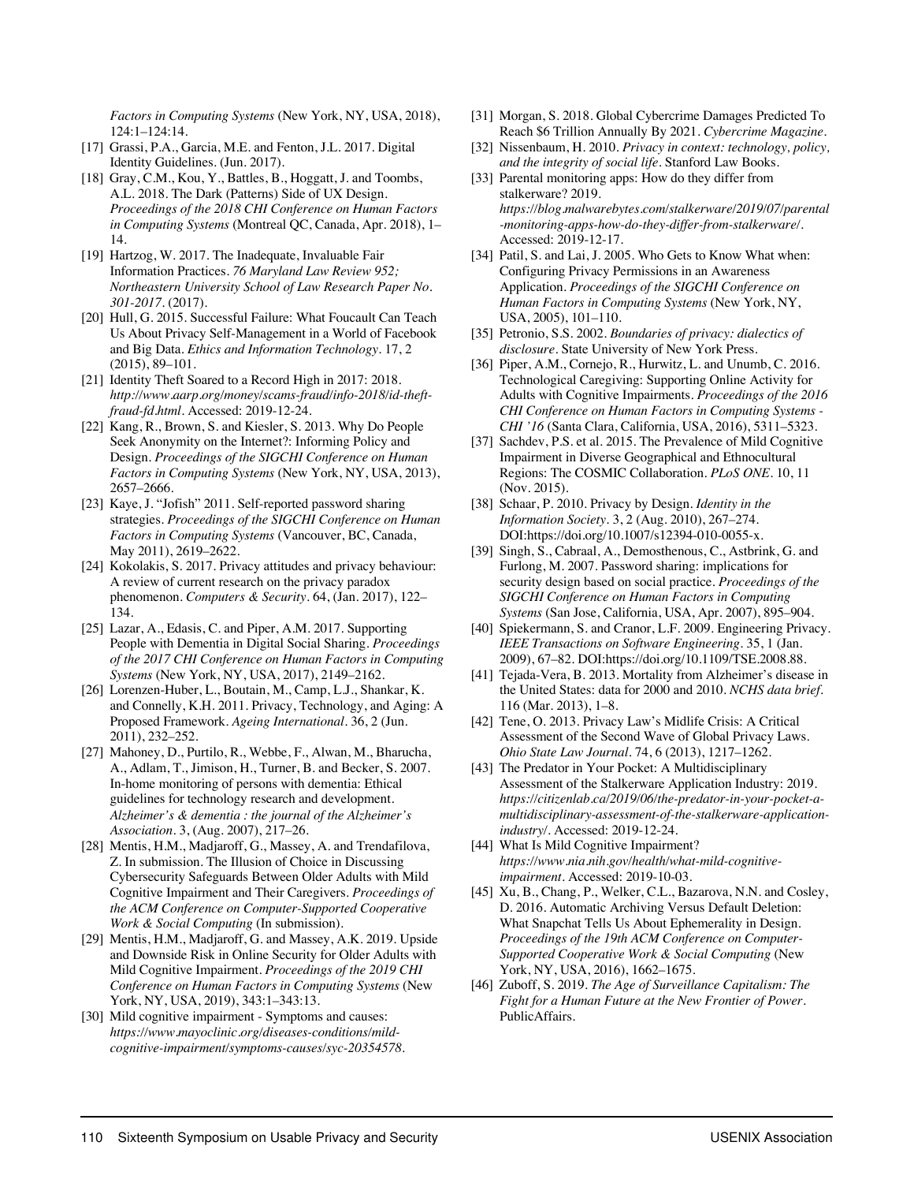*Factors in Computing Systems* (New York, NY, USA, 2018), 124:1–124:14.

[17] Grassi, P.A., Garcia, M.E. and Fenton, J.L. 2017. Digital Identity Guidelines. (Jun. 2017).

[18] Gray, C.M., Kou, Y., Battles, B., Hoggatt, J. and Toombs, A.L. 2018. The Dark (Patterns) Side of UX Design. *Proceedings of the 2018 CHI Conference on Human Factors in Computing Systems* (Montreal QC, Canada, Apr. 2018), 1–14.

[19] Hartzog, W. 2017. The Inadequate, Invaluable Fair Information Practices. *76 Maryland Law Review 952; Northeastern University School of Law Research Paper No. 301-2017*. (2017).

[20] Hull, G. 2015. Successful Failure: What Foucault Can Teach Us About Privacy Self-Management in a World of Facebook and Big Data. *Ethics and Information Technology*. 17, 2 (2015), 89–101.

[21] Identity Theft Soared to a Record High in 2017: 2018. *http://www.aarp.org/money/scams-fraud/info-2018/id-theft-fraud-fd.html*. Accessed: 2019-12-24.

[22] Kang, R., Brown, S. and Kiesler, S. 2013. Why Do People Seek Anonymity on the Internet?: Informing Policy and Design. *Proceedings of the SIGCHI Conference on Human Factors in Computing Systems* (New York, NY, USA, 2013), 2657–2666.

[23] Kaye, J. "Jofish" 2011. Self-reported password sharing strategies. *Proceedings of the SIGCHI Conference on Human Factors in Computing Systems* (Vancouver, BC, Canada, May 2011), 2619–2622.

[24] Kokolakis, S. 2017. Privacy attitudes and privacy behaviour: A review of current research on the privacy paradox phenomenon. *Computers & Security*. 64, (Jan. 2017), 122–134.

[25] Lazar, A., Edasis, C. and Piper, A.M. 2017. Supporting People with Dementia in Digital Social Sharing. *Proceedings of the 2017 CHI Conference on Human Factors in Computing Systems* (New York, NY, USA, 2017), 2149–2162.

[26] Lorenzen-Huber, L., Boutain, M., Camp, L.J., Shankar, K. and Connelly, K.H. 2011. Privacy, Technology, and Aging: A Proposed Framework. *Ageing International*. 36, 2 (Jun. 2011), 232–252.

[27] Mahoney, D., Purtilo, R., Webbe, F., Alwan, M., Bharucha, A., Adlam, T., Jimison, H., Turner, B. and Becker, S. 2007. In-home monitoring of persons with dementia: Ethical guidelines for technology research and development. *Alzheimer's & dementia : the journal of the Alzheimer's Association*. 3, (Aug. 2007), 217–26.

[28] Mentis, H.M., Madjaroff, G., Massey, A. and Trendafilova, Z. In submission. The Illusion of Choice in Discussing Cybersecurity Safeguards Between Older Adults with Mild Cognitive Impairment and Their Caregivers. *Proceedings of the ACM Conference on Computer-Supported Cooperative Work & Social Computing* (In submission).

[29] Mentis, H.M., Madjaroff, G. and Massey, A.K. 2019. Upside and Downside Risk in Online Security for Older Adults with Mild Cognitive Impairment. *Proceedings of the 2019 CHI Conference on Human Factors in Computing Systems* (New York, NY, USA, 2019), 343:1–343:13.

[30] Mild cognitive impairment - Symptoms and causes: *https://www.mayoclinic.org/diseases-conditions/mild-cognitive-impairment/symptoms-causes/syc-20354578*.

[31] Morgan, S. 2018. Global Cybercrime Damages Predicted To Reach $6 Trillion Annually By 2021. *Cybercrime Magazine*.

[32] Nissenbaum, H. 2010. *Privacy in context: technology, policy, and the integrity of social life*. Stanford Law Books.

[33] Parental monitoring apps: How do they differ from stalkerware? 2019. *https://blog.malwarebytes.com/stalkerware/2019/07/parental-monitoring-apps-how-do-they-differ-from-stalkerware/*. Accessed: 2019-12-17.

[34] Patil, S. and Lai, J. 2005. Who Gets to Know What when: Configuring Privacy Permissions in an Awareness Application. *Proceedings of the SIGCHI Conference on Human Factors in Computing Systems* (New York, NY, USA, 2005), 101–110.

[35] Petronio, S.S. 2002. *Boundaries of privacy: dialectics of disclosure*. State University of New York Press.

[36] Piper, A.M., Cornejo, R., Hurwitz, L. and Unumb, C. 2016. Technological Caregiving: Supporting Online Activity for Adults with Cognitive Impairments. *Proceedings of the 2016 CHI Conference on Human Factors in Computing Systems - CHI '16* (Santa Clara, California, USA, 2016), 5311–5323.

[37] Sachdev, P.S. et al. 2015. The Prevalence of Mild Cognitive Impairment in Diverse Geographical and Ethnocultural Regions: The COSMIC Collaboration. *PLoS ONE*. 10, 11 (Nov. 2015).

[38] Schaar, P. 2010. Privacy by Design. *Identity in the Information Society*. 3, 2 (Aug. 2010), 267–274. DOI:https://doi.org/10.1007/s12394-010-0055-x.

[39] Singh, S., Cabraal, A., Demosthenous, C., Astbrink, G. and Furlong, M. 2007. Password sharing: implications for security design based on social practice. *Proceedings of the SIGCHI Conference on Human Factors in Computing Systems* (San Jose, California, USA, Apr. 2007), 895–904.

[40] Spiekermann, S. and Cranor, L.F. 2009. Engineering Privacy. *IEEE Transactions on Software Engineering*. 35, 1 (Jan. 2009), 67–82. DOI:https://doi.org/10.1109/TSE.2008.88.

[41] Tejada-Vera, B. 2013. Mortality from Alzheimer's disease in the United States: data for 2000 and 2010. *NCHS data brief*. 116 (Mar. 2013), 1–8.

[42] Tene, O. 2013. Privacy Law's Midlife Crisis: A Critical Assessment of the Second Wave of Global Privacy Laws. *Ohio State Law Journal*. 74, 6 (2013), 1217–1262.

[43] The Predator in Your Pocket: A Multidisciplinary Assessment of the Stalkerware Application Industry: 2019. *https://citizenlab.ca/2019/06/the-predator-in-your-pocket-a-multidisciplinary-assessment-of-the-stalkerware-application-industry/*. Accessed: 2019-12-24.

[44] What Is Mild Cognitive Impairment? *https://www.nia.nih.gov/health/what-mild-cognitive-impairment*. Accessed: 2019-10-03.

[45] Xu, B., Chang, P., Welker, C.L., Bazarova, N.N. and Cosley, D. 2016. Automatic Archiving Versus Default Deletion: What Snapchat Tells Us About Ephemerality in Design. *Proceedings of the 19th ACM Conference on Computer-Supported Cooperative Work & Social Computing* (New York, NY, USA, 2016), 1662–1675.

[46] Zuboff, S. 2019. *The Age of Surveillance Capitalism: The Fight for a Human Future at the New Frontier of Power*. PublicAffairs.